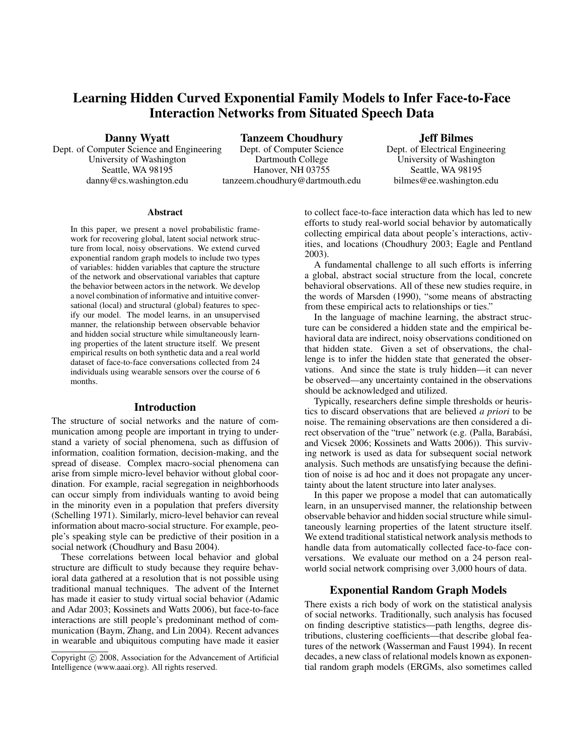# Learning Hidden Curved Exponential Family Models to Infer Face-to-Face Interaction Networks from Situated Speech Data

**Danny Wyatt**
Dept. of Computer Science and Engineering
University of Washington
Seattle, WA 98195
danny@cs.washington.edu

**Tanzeem Choudhury**
Dept. of Computer Science
Dartmouth College
Hanover, NH 03755
tanzeem.choudhury@dartmouth.edu

**Jeff Bilmes**
Dept. of Electrical Engineering
University of Washington
Seattle, WA 98195
bilmes@ee.washington.edu

### Abstract

In this paper, we present a novel probabilistic framework for recovering global, latent social network structure from local, noisy observations. We extend curved exponential random graph models to include two types of variables: hidden variables that capture the structure of the network and observational variables that capture the behavior between actors in the network. We develop a novel combination of informative and intuitive conversational (local) and structural (global) features to specify our model. The model learns, in an unsupervised manner, the relationship between observable behavior and hidden social structure while simultaneously learning properties of the latent structure itself. We present empirical results on both synthetic data and a real world dataset of face-to-face conversations collected from 24 individuals using wearable sensors over the course of 6 months.

## Introduction

The structure of social networks and the nature of communication among people are important in trying to understand a variety of social phenomena, such as diffusion of information, coalition formation, decision-making, and the spread of disease. Complex macro-social phenomena can arise from simple micro-level behavior without global coordination. For example, racial segregation in neighborhoods can occur simply from individuals wanting to avoid being in the minority even in a population that prefers diversity (Schelling 1971). Similarly, micro-level behavior can reveal information about macro-social structure. For example, people's speaking style can be predictive of their position in a social network (Choudhury and Basu 2004).

These correlations between local behavior and global structure are difficult to study because they require behavioral data gathered at a resolution that is not possible using traditional manual techniques. The advent of the Internet has made it easier to study virtual social behavior (Adamic and Adar 2003; Kossinets and Watts 2006), but face-to-face interactions are still people's predominant method of communication (Baym, Zhang, and Lin 2004). Recent advances in wearable and ubiquitous computing have made it easier to collect face-to-face interaction data which has led to new efforts to study real-world social behavior by automatically collecting empirical data about people's interactions, activities, and locations (Choudhury 2003; Eagle and Pentland 2003).

A fundamental challenge to all such efforts is inferring a global, abstract social structure from the local, concrete behavioral observations. All of these new studies require, in the words of Marsden (1990), "some means of abstracting from these empirical acts to relationships or ties."

In the language of machine learning, the abstract structure can be considered a hidden state and the empirical behavioral data are indirect, noisy observations conditioned on that hidden state. Given a set of observations, the challenge is to infer the hidden state that generated the observations. And since the state is truly hidden—it can never be observed—any uncertainty contained in the observations should be acknowledged and utilized.

Typically, researchers define simple thresholds or heuristics to discard observations that are believed *a priori* to be noise. The remaining observations are then considered a direct observation of the "true" network (e.g. (Palla, Barabási, and Vicsek 2006; Kossinets and Watts 2006)). This surviving network is used as data for subsequent social network analysis. Such methods are unsatisfying because the definition of noise is ad hoc and it does not propagate any uncertainty about the latent structure into later analyses.

In this paper we propose a model that can automatically learn, in an unsupervised manner, the relationship between observable behavior and hidden social structure while simultaneously learning properties of the latent structure itself. We extend traditional statistical network analysis methods to handle data from automatically collected face-to-face conversations. We evaluate our method on a 24 person real-world social network comprising over 3,000 hours of data.

## Exponential Random Graph Models

There exists a rich body of work on the statistical analysis of social networks. Traditionally, such analysis has focused on finding descriptive statistics—path lengths, degree distributions, clustering coefficients—that describe global features of the network (Wasserman and Faust 1994). In recent decades, a new class of relational models known as exponential random graph models (ERGMs, also sometimes called

Copyright © 2008, Association for the Advancement of Artificial Intelligence (www.aaai.org). All rights reserved.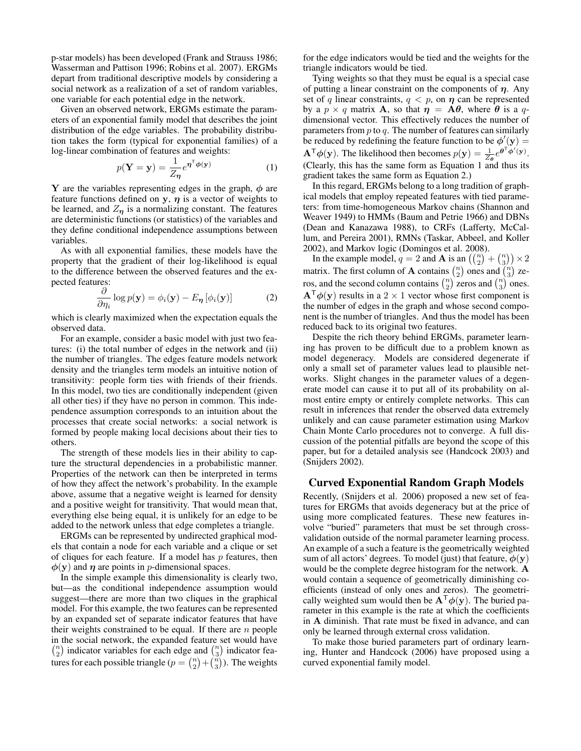p-star models) has been developed (Frank and Strauss 1986; Wasserman and Pattison 1996; Robins et al. 2007). ERGMs depart from traditional descriptive models by considering a social network as a realization of a set of random variables, one variable for each potential edge in the network.

Given an observed network, ERGMs estimate the parameters of an exponential family model that describes the joint distribution of the edge variables. The probability distribution takes the form (typical for exponential families) of a log-linear combination of features and weights:

$$p(\mathbf{Y} = \mathbf{y}) = \frac{1}{Z_{\boldsymbol{\eta}}} e^{\boldsymbol{\eta}^{\mathsf{T}} \boldsymbol{\phi}(\mathbf{y})} \tag{1}$$

$\mathbf{Y}$ are the variables representing edges in the graph, $\boldsymbol{\phi}$ are feature functions defined on $\mathbf{y}$, $\boldsymbol{\eta}$ is a vector of weights to be learned, and $Z_{\boldsymbol{\eta}}$ is a normalizing constant. The features are deterministic functions (or statistics) of the variables and they define conditional independence assumptions between variables.

As with all exponential families, these models have the property that the gradient of their log-likelihood is equal to the difference between the observed features and the expected features:

$$\frac{\partial}{\partial \eta_i} \log p(\mathbf{y}) = \phi_i(\mathbf{y}) - E_{\boldsymbol{\eta}} \left[ \phi_i(\mathbf{y}) \right] \tag{2}$$

which is clearly maximized when the expectation equals the observed data.

For an example, consider a basic model with just two features: (i) the total number of edges in the network and (ii) the number of triangles. The edges feature models network density and the triangles term models an intuitive notion of transitivity: people form ties with friends of their friends. In this model, two ties are conditionally independent (given all other ties) if they have no person in common. This independence assumption corresponds to an intuition about the processes that create social networks: a social network is formed by people making local decisions about their ties to others.

The strength of these models lies in their ability to capture the structural dependencies in a probabilistic manner. Properties of the network can then be interpreted in terms of how they affect the network's probability. In the example above, assume that a negative weight is learned for density and a positive weight for transitivity. That would mean that, everything else being equal, it is unlikely for an edge to be added to the network unless that edge completes a triangle.

ERGMs can be represented by undirected graphical models that contain a node for each variable and a clique or set of cliques for each feature. If a model has $p$ features, then $\boldsymbol{\phi}(\mathbf{y})$ and $\boldsymbol{\eta}$ are points in $p$-dimensional spaces.

In the simple example this dimensionality is clearly two, but—as the conditional independence assumption would suggest—there are more than two cliques in the graphical model. For this example, the two features can be represented by an expanded set of separate indicator features that have their weights constrained to be equal. If there are $n$ people in the social network, the expanded feature set would have $\binom{n}{2}$ indicator variables for each edge and $\binom{n}{3}$ indicator features for each possible triangle ($p = \binom{n}{2} + \binom{n}{3}$). The weights for the edge indicators would be tied and the weights for the triangle indicators would be tied.

Tying weights so that they must be equal is a special case of putting a linear constraint on the components of $\boldsymbol{\eta}$. Any set of $q$ linear constraints, $q < p$, on $\boldsymbol{\eta}$ can be represented by a $p \times q$ matrix $\mathbf{A}$, so that $\boldsymbol{\eta} = \mathbf{A}\boldsymbol{\theta}$, where $\boldsymbol{\theta}$ is a $q$-dimensional vector. This effectively reduces the number of parameters from $p$ to $q$. The number of features can similarly be reduced by redefining the feature function to be $\boldsymbol{\phi}'(\mathbf{y}) = \mathbf{A}^{\mathsf{T}} \boldsymbol{\phi}(\mathbf{y})$. The likelihood then becomes $p(\mathbf{y}) = \frac{1}{Z_{\boldsymbol{\theta}}} e^{\boldsymbol{\theta}^{\mathsf{T}} \boldsymbol{\phi}'(\mathbf{y})}$. (Clearly, this has the same form as Equation 1 and thus its gradient takes the same form as Equation 2.)

In this regard, ERGMs belong to a long tradition of graphical models that employ repeated features with tied parameters: from time-homogeneous Markov chains (Shannon and Weaver 1949) to HMMs (Baum and Petrie 1966) and DBNs (Dean and Kanazawa 1988), to CRFs (Lafferty, McCallum, and Pereira 2001), RMNs (Taskar, Abbeel, and Koller 2002), and Markov logic (Domingos et al. 2008).

In the example model, $q = 2$ and $\mathbf{A}$ is an $\left(\binom{n}{2} + \binom{n}{3}\right) \times 2$ matrix. The first column of $\mathbf{A}$ contains $\binom{n}{2}$ ones and $\binom{n}{3}$ zeros, and the second column contains $\binom{n}{2}$ zeros and $\binom{n}{3}$ ones. $\mathbf{A}^{\mathsf{T}} \boldsymbol{\phi}(\mathbf{y})$ results in a $2 \times 1$ vector whose first component is the number of edges in the graph and whose second component is the number of triangles. And thus the model has been reduced back to its original two features.

Despite the rich theory behind ERGMs, parameter learning has proven to be difficult due to a problem known as model degeneracy. Models are considered degenerate if only a small set of parameter values lead to plausible networks. Slight changes in the parameter values of a degenerate model can cause it to put all of its probability on almost entire empty or entirely complete networks. This can result in inferences that render the observed data extremely unlikely and can cause parameter estimation using Markov Chain Monte Carlo procedures not to converge. A full discussion of the potential pitfalls are beyond the scope of this paper, but for a detailed analysis see (Handcock 2003) and (Snijders 2002).

## Curved Exponential Random Graph Models

Recently, (Snijders et al. 2006) proposed a new set of features for ERGMs that avoids degeneracy but at the price of using more complicated features. These new features involve "buried" parameters that must be set through cross-validation outside of the normal parameter learning process. An example of a such a feature is the geometrically weighted sum of all actors' degrees. To model (just) that feature, $\boldsymbol{\phi}(\mathbf{y})$ would be the complete degree histogram for the network. $\mathbf{A}$ would contain a sequence of geometrically diminishing coefficients (instead of only ones and zeros). The geometrically weighted sum would then be $\mathbf{A}^{\mathsf{T}} \boldsymbol{\phi}(\mathbf{y})$. The buried parameter in this example is the rate at which the coefficients in $\mathbf{A}$ diminish. That rate must be fixed in advance, and can only be learned through external cross validation.

To make those buried parameters part of ordinary learning, Hunter and Handcock (2006) have proposed using a curved exponential family model.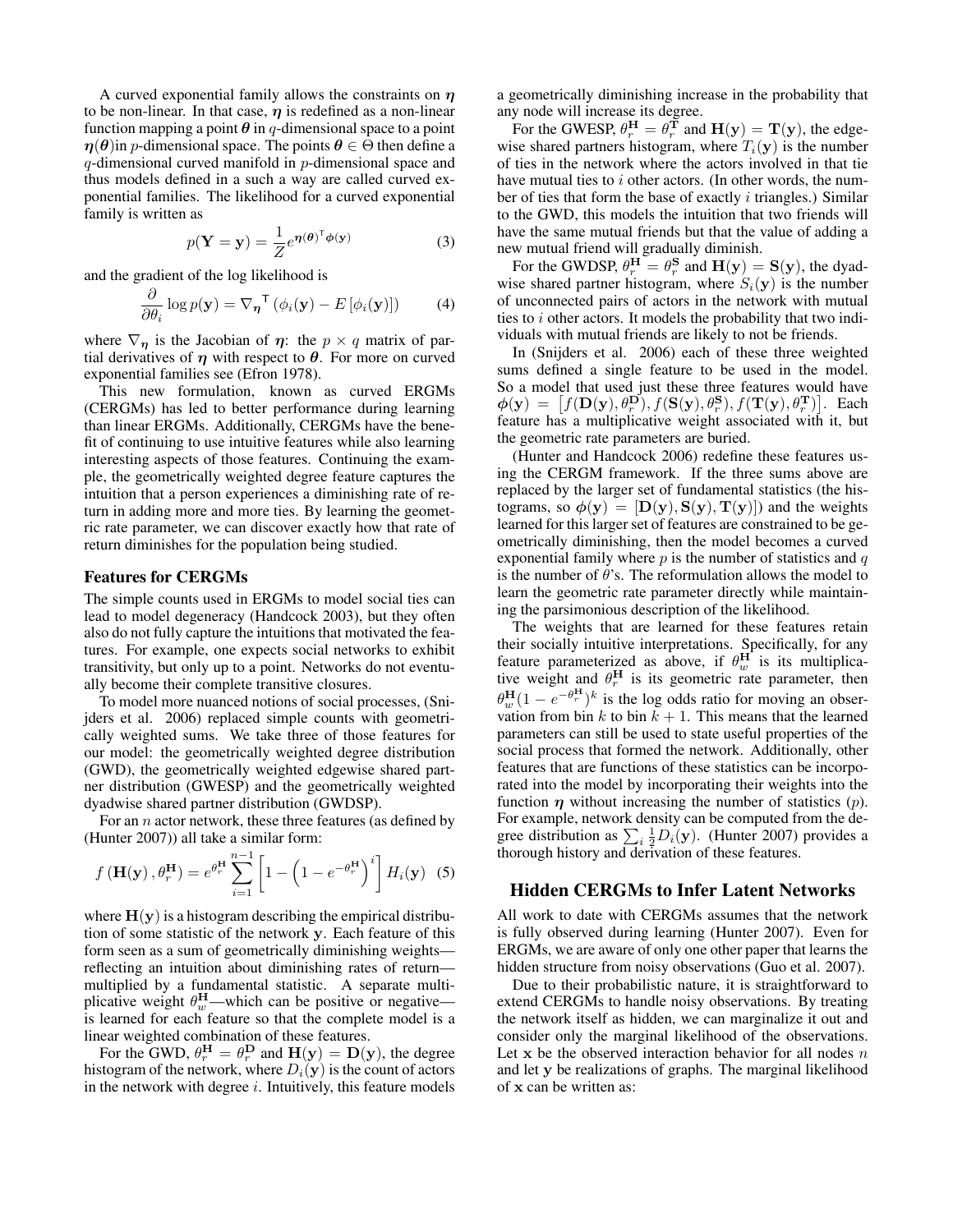A curved exponential family allows the constraints on $\boldsymbol{\eta}$ to be non-linear. In that case, $\boldsymbol{\eta}$ is redefined as a non-linear function mapping a point $\boldsymbol{\theta}$ in $q$-dimensional space to a point $\boldsymbol{\eta}(\boldsymbol{\theta})$in $p$-dimensional space. The points $\boldsymbol{\theta} \in \Theta$ then define a $q$-dimensional curved manifold in $p$-dimensional space and thus models defined in a such a way are called curved exponential families. The likelihood for a curved exponential family is written as

$$p(\mathbf{Y} = \mathbf{y}) = \frac{1}{Z} e^{\boldsymbol{\eta}(\boldsymbol{\theta})^{\mathsf{T}} \boldsymbol{\phi}(\mathbf{y})} \tag{3}$$

and the gradient of the log likelihood is

$$\frac{\partial}{\partial \theta_i} \log p(\mathbf{y}) = \nabla_{\boldsymbol{\eta}}{}^{\mathsf{T}} \left( \phi_i(\mathbf{y}) - E\left[\phi_i(\mathbf{y})\right] \right) \tag{4}$$

where $\nabla_{\boldsymbol{\eta}}$ is the Jacobian of $\boldsymbol{\eta}$: the $p \times q$ matrix of partial derivatives of $\boldsymbol{\eta}$ with respect to $\boldsymbol{\theta}$. For more on curved exponential families see (Efron 1978).

This new formulation, known as curved ERGMs (CERGMs) has led to better performance during learning than linear ERGMs. Additionally, CERGMs have the benefit of continuing to use intuitive features while also learning interesting aspects of those features. Continuing the example, the geometrically weighted degree feature captures the intuition that a person experiences a diminishing rate of return in adding more and more ties. By learning the geometric rate parameter, we can discover exactly how that rate of return diminishes for the population being studied.

### Features for CERGMs

The simple counts used in ERGMs to model social ties can lead to model degeneracy (Handcock 2003), but they often also do not fully capture the intuitions that motivated the features. For example, one expects social networks to exhibit transitivity, but only up to a point. Networks do not eventually become their complete transitive closures.

To model more nuanced notions of social processes, (Snijders et al. 2006) replaced simple counts with geometrically weighted sums. We take three of those features for our model: the geometrically weighted degree distribution (GWD), the geometrically weighted edgewise shared partner distribution (GWESP) and the geometrically weighted dyadwise shared partner distribution (GWDSP).

For an $n$ actor network, these three features (as defined by (Hunter 2007)) all take a similar form:

$$f\left(\mathbf{H}(\mathbf{y}), \theta_r^{\mathbf{H}}\right) = e^{\theta_r^{\mathbf{H}}} \sum_{i=1}^{n-1} \left[ 1 - \left( 1 - e^{-\theta_r^{\mathbf{H}}} \right)^i \right] H_i(\mathbf{y}) \tag{5}$$

where $\mathbf{H}(\mathbf{y})$ is a histogram describing the empirical distribution of some statistic of the network $\mathbf{y}$. Each feature of this form seen as a sum of geometrically diminishing weights—reflecting an intuition about diminishing rates of return—multiplied by a fundamental statistic. A separate multiplicative weight $\theta_w^{\mathbf{H}}$—which can be positive or negative—is learned for each feature so that the complete model is a linear weighted combination of these features.

For the GWD, $\theta_r^{\mathbf{H}} = \theta_r^{\mathbf{D}}$ and $\mathbf{H}(\mathbf{y}) = \mathbf{D}(\mathbf{y})$, the degree histogram of the network, where $D_i(\mathbf{y})$ is the count of actors in the network with degree $i$. Intuitively, this feature models a geometrically diminishing increase in the probability that any node will increase its degree.

For the GWESP, $\theta_r^{\mathbf{H}} = \theta_r^{\mathbf{T}}$ and $\mathbf{H}(\mathbf{y}) = \mathbf{T}(\mathbf{y})$, the edgewise shared partners histogram, where $T_i(\mathbf{y})$ is the number of ties in the network where the actors involved in that tie have mutual ties to $i$ other actors. (In other words, the number of ties that form the base of exactly $i$ triangles.) Similar to the GWD, this models the intuition that two friends will have the same mutual friends but that the value of adding a new mutual friend will gradually diminish.

For the GWDSP, $\theta_r^{\mathbf{H}} = \theta_r^{\mathbf{S}}$ and $\mathbf{H}(\mathbf{y}) = \mathbf{S}(\mathbf{y})$, the dyadwise shared partner histogram, where $S_i(\mathbf{y})$ is the number of unconnected pairs of actors in the network with mutual ties to $i$ other actors. It models the probability that two individuals with mutual friends are likely to not be friends.

In (Snijders et al. 2006) each of these three weighted sums defined a single feature to be used in the model. So a model that used just these three features would have $\boldsymbol{\phi}(\mathbf{y}) = \left[ f(\mathbf{D}(\mathbf{y}), \theta_r^{\mathbf{D}}), f(\mathbf{S}(\mathbf{y}), \theta_r^{\mathbf{S}}), f(\mathbf{T}(\mathbf{y}), \theta_r^{\mathbf{T}}) \right]$. Each feature has a multiplicative weight associated with it, but the geometric rate parameters are buried.

(Hunter and Handcock 2006) redefine these features using the CERGM framework. If the three sums above are replaced by the larger set of fundamental statistics (the histograms, so $\boldsymbol{\phi}(\mathbf{y}) = [\mathbf{D}(\mathbf{y}), \mathbf{S}(\mathbf{y}), \mathbf{T}(\mathbf{y})]$) and the weights learned for this larger set of features are constrained to be geometrically diminishing, then the model becomes a curved exponential family where $p$ is the number of statistics and $q$ is the number of $\theta$'s. The reformulation allows the model to learn the geometric rate parameter directly while maintaining the parsimonious description of the likelihood.

The weights that are learned for these features retain their socially intuitive interpretations. Specifically, for any feature parameterized as above, if $\theta_w^{\mathbf{H}}$ is its multiplicative weight and $\theta_r^{\mathbf{H}}$ is its geometric rate parameter, then $\theta_w^{\mathbf{H}}(1 - e^{-\theta_r^{\mathbf{H}}})^k$ is the log odds ratio for moving an observation from bin $k$ to bin $k+1$. This means that the learned parameters can still be used to state useful properties of the social process that formed the network. Additionally, other features that are functions of these statistics can be incorporated into the model by incorporating their weights into the function $\boldsymbol{\eta}$ without increasing the number of statistics ($p$). For example, network density can be computed from the degree distribution as $\sum_i \frac{1}{2} D_i(\mathbf{y})$. (Hunter 2007) provides a thorough history and derivation of these features.

## Hidden CERGMs to Infer Latent Networks

All work to date with CERGMs assumes that the network is fully observed during learning (Hunter 2007). Even for ERGMs, we are aware of only one other paper that learns the hidden structure from noisy observations (Guo et al. 2007).

Due to their probabilistic nature, it is straightforward to extend CERGMs to handle noisy observations. By treating the network itself as hidden, we can marginalize it out and consider only the marginal likelihood of the observations. Let $\mathbf{x}$ be the observed interaction behavior for all nodes $n$ and let $\mathbf{y}$ be realizations of graphs. The marginal likelihood of $\mathbf{x}$ can be written as: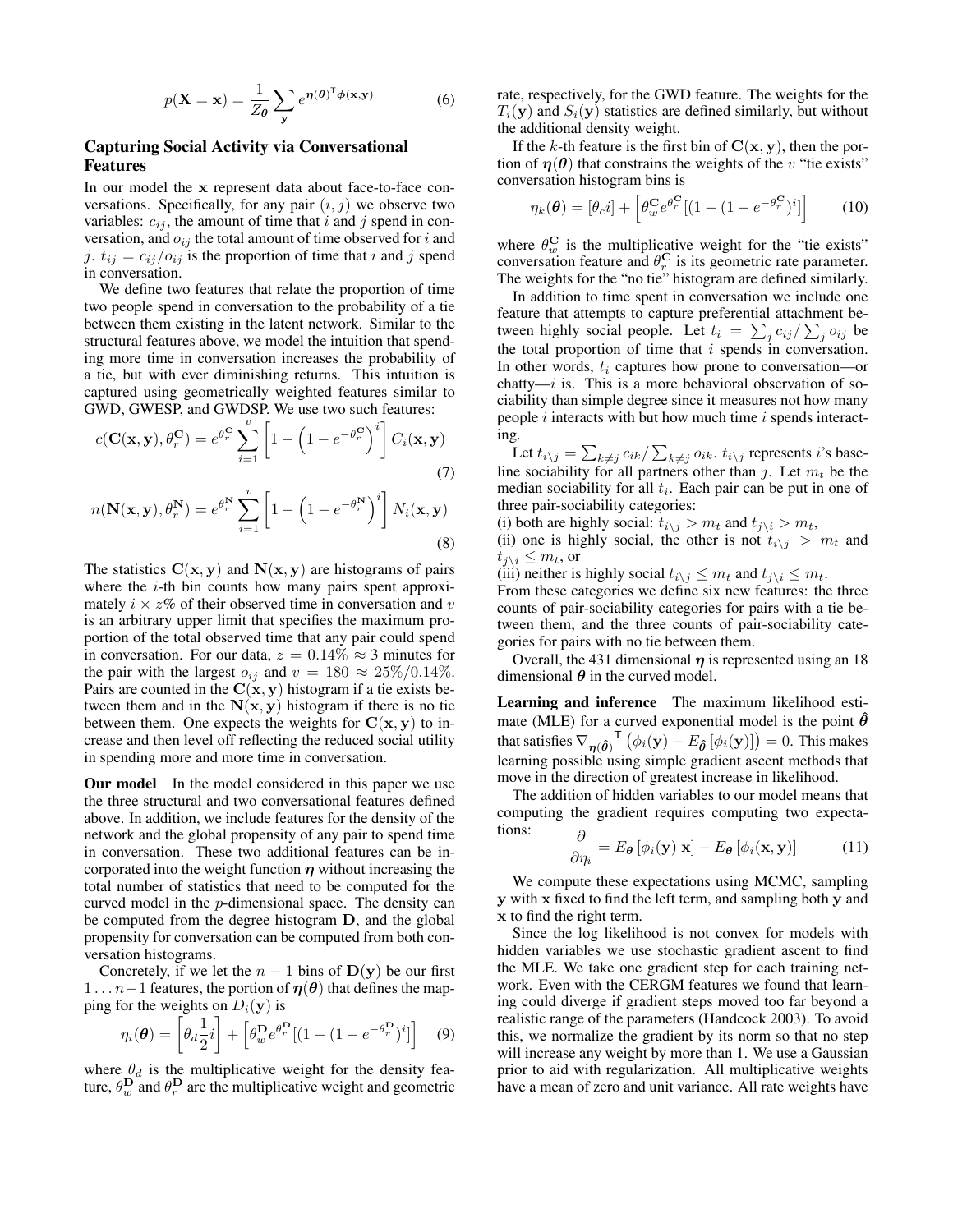$$p(\mathbf{X} = \mathbf{x}) = \frac{1}{Z_{\boldsymbol{\theta}}} \sum_{\mathbf{y}} e^{\boldsymbol{\eta}(\boldsymbol{\theta})^\intercal \boldsymbol{\phi}(\mathbf{x}, \mathbf{y})} \quad (6)$$

## Capturing Social Activity via Conversational Features

In our model the $\mathbf{x}$ represent data about face-to-face conversations. Specifically, for any pair $(i, j)$ we observe two variables: $c_{ij}$, the amount of time that $i$ and $j$ spend in conversation, and $o_{ij}$ the total amount of time observed for $i$ and $j$. $t_{ij} = c_{ij}/o_{ij}$ is the proportion of time that $i$ and $j$ spend in conversation.

We define two features that relate the proportion of time two people spend in conversation to the probability of a tie between them existing in the latent network. Similar to the structural features above, we model the intuition that spending more time in conversation increases the probability of a tie, but with ever diminishing returns. This intuition is captured using geometrically weighted features similar to GWD, GWESP, and GWDSP. We use two such features:

$$c(\mathbf{C}(\mathbf{x}, \mathbf{y}), \theta_r^{\mathbf{C}}) = e^{\theta_r^{\mathbf{C}}} \sum_{i=1}^{v} \left[ 1 - \left( 1 - e^{-\theta_r^{\mathbf{C}}} \right)^i \right] C_i(\mathbf{x}, \mathbf{y}) \quad (7)$$

$$n(\mathbf{N}(\mathbf{x}, \mathbf{y}), \theta_r^{\mathbf{N}}) = e^{\theta_r^{\mathbf{N}}} \sum_{i=1}^{v} \left[ 1 - \left( 1 - e^{-\theta_r^{\mathbf{N}}} \right)^i \right] N_i(\mathbf{x}, \mathbf{y}) \quad (8)$$

The statistics $\mathbf{C}(\mathbf{x}, \mathbf{y})$ and $\mathbf{N}(\mathbf{x}, \mathbf{y})$ are histograms of pairs where the $i$-th bin counts how many pairs spent approximately $i \times z\%$ of their observed time in conversation and $v$ is an arbitrary upper limit that specifies the maximum proportion of the total observed time that any pair could spend in conversation. For our data, $z = 0.14\% \approx 3$ minutes for the pair with the largest $o_{ij}$ and $v = 180 \approx 25\%/0.14\%$. Pairs are counted in the $\mathbf{C}(\mathbf{x}, \mathbf{y})$ histogram if a tie exists between them and in the $\mathbf{N}(\mathbf{x}, \mathbf{y})$ histogram if there is no tie between them. One expects the weights for $\mathbf{C}(\mathbf{x}, \mathbf{y})$ to increase and then level off reflecting the reduced social utility in spending more and more time in conversation.

**Our model** In the model considered in this paper we use the three structural and two conversational features defined above. In addition, we include features for the density of the network and the global propensity of any pair to spend time in conversation. These two additional features can be incorporated into the weight function $\boldsymbol{\eta}$ without increasing the total number of statistics that need to be computed for the curved model in the $p$-dimensional space. The density can be computed from the degree histogram $\mathbf{D}$, and the global propensity for conversation can be computed from both conversation histograms.

Concretely, if we let the $n-1$ bins of $\mathbf{D}(\mathbf{y})$ be our first $1 \ldots n-1$ features, the portion of $\boldsymbol{\eta}(\boldsymbol{\theta})$ that defines the mapping for the weights on $D_i(\mathbf{y})$ is

$$\eta_i(\boldsymbol{\theta}) = \left[ \theta_d \frac{1}{2} i \right] + \left[ \theta_w^{\mathbf{D}} e^{\theta_r^{\mathbf{D}}} [(1 - (1 - e^{-\theta_r^{\mathbf{D}}})^i] \right] \quad (9)$$

where $\theta_d$ is the multiplicative weight for the density feature, $\theta_w^{\mathbf{D}}$ and $\theta_r^{\mathbf{D}}$ are the multiplicative weight and geometric rate, respectively, for the GWD feature. The weights for the $T_i(\mathbf{y})$ and $S_i(\mathbf{y})$ statistics are defined similarly, but without the additional density weight.

If the $k$-th feature is the first bin of $\mathbf{C}(\mathbf{x}, \mathbf{y})$, then the portion of $\boldsymbol{\eta}(\boldsymbol{\theta})$ that constrains the weights of the $v$ "tie exists" conversation histogram bins is

$$\eta_k(\boldsymbol{\theta}) = [\theta_c i] + \left[ \theta_w^{\mathbf{C}} e^{\theta_r^{\mathbf{C}}} [(1 - (1 - e^{-\theta_r^{\mathbf{C}}})^i] \right] \quad (10)$$

where $\theta_w^{\mathbf{C}}$ is the multiplicative weight for the "tie exists" conversation feature and $\theta_r^{\mathbf{C}}$ is its geometric rate parameter. The weights for the "no tie" histogram are defined similarly.

In addition to time spent in conversation we include one feature that attempts to capture preferential attachment between highly social people. Let $t_i = \sum_j c_{ij} / \sum_j o_{ij}$ be the total proportion of time that $i$ spends in conversation. In other words, $t_i$ captures how prone to conversation—or chatty—$i$ is. This is a more behavioral observation of sociability than simple degree since it measures not how many people $i$ interacts with but how much time $i$ spends interacting.

Let $t_{i \setminus j} = \sum_{k \neq j} c_{ik} / \sum_{k \neq j} o_{ik}$. $t_{i \setminus j}$ represents $i$'s baseline sociability for all partners other than $j$. Let $m_t$ be the median sociability for all $t_i$. Each pair can be put in one of three pair-sociability categories:

(i) both are highly social: $t_{i \setminus j} > m_t$ and $t_{j \setminus i} > m_t$,
(ii) one is highly social, the other is not $t_{i \setminus j} > m_t$ and $t_{j \setminus i} \leq m_t$, or
(iii) neither is highly social $t_{i \setminus j} \leq m_t$ and $t_{j \setminus i} \leq m_t$.

From these categories we define six new features: the three counts of pair-sociability categories for pairs with a tie between them, and the three counts of pair-sociability categories for pairs with no tie between them.

Overall, the 431 dimensional $\boldsymbol{\eta}$ is represented using an 18 dimensional $\boldsymbol{\theta}$ in the curved model.

**Learning and inference** The maximum likelihood estimate (MLE) for a curved exponential model is the point $\hat{\boldsymbol{\theta}}$ that satisfies $\nabla_{\boldsymbol{\eta}(\hat{\boldsymbol{\theta}})}^{\intercal} \left( \phi_i(\mathbf{y}) - E_{\hat{\boldsymbol{\theta}}} [\phi_i(\mathbf{y})] \right) = 0$. This makes learning possible using simple gradient ascent methods that move in the direction of greatest increase in likelihood.

The addition of hidden variables to our model means that computing the gradient requires computing two expectations:

$$\frac{\partial}{\partial \eta_i} = E_{\boldsymbol{\theta}} [\phi_i(\mathbf{y}) | \mathbf{x}] - E_{\boldsymbol{\theta}} [\phi_i(\mathbf{x}, \mathbf{y})] \quad (11)$$

We compute these expectations using MCMC, sampling $\mathbf{y}$ with $\mathbf{x}$ fixed to find the left term, and sampling both $\mathbf{y}$ and $\mathbf{x}$ to find the right term.

Since the log likelihood is not convex for models with hidden variables we use stochastic gradient ascent to find the MLE. We take one gradient step for each training network. Even with the CERGM features we found that learning could diverge if gradient steps moved too far beyond a realistic range of the parameters (Handcock 2003). To avoid this, we normalize the gradient by its norm so that no step will increase any weight by more than 1. We use a Gaussian prior to aid with regularization. All multiplicative weights have a mean of zero and unit variance. All rate weights have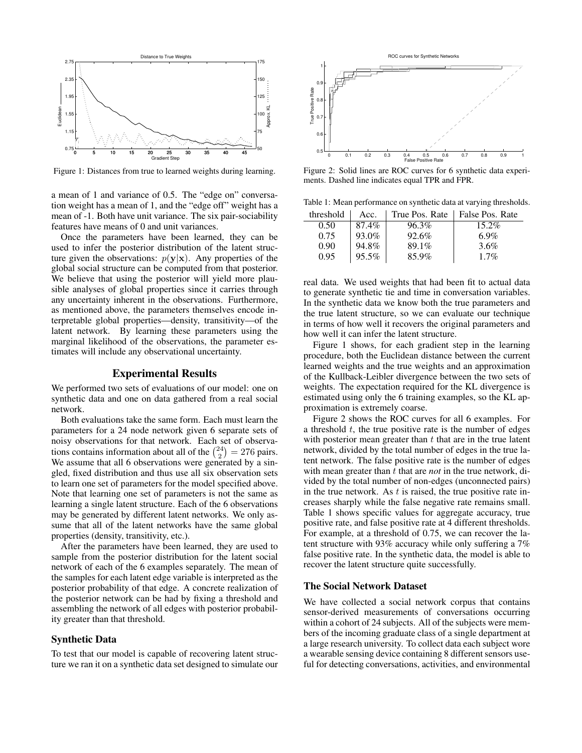Figure 1: Distances from true to learned weights during learning.

a mean of 1 and variance of 0.5. The "edge on" conversation weight has a mean of 1, and the "edge off" weight has a mean of -1. Both have unit variance. The six pair-sociability features have means of 0 and unit variances.

Once the parameters have been learned, they can be used to infer the posterior distribution of the latent structure given the observations: $p(\mathbf{y}|\mathbf{x})$. Any properties of the global social structure can be computed from that posterior. We believe that using the posterior will yield more plausible analyses of global properties since it carries through any uncertainty inherent in the observations. Furthermore, as mentioned above, the parameters themselves encode interpretable global properties—density, transitivity—of the latent network. By learning these parameters using the marginal likelihood of the observations, the parameter estimates will include any observational uncertainty.

## Experimental Results

We performed two sets of evaluations of our model: one on synthetic data and one on data gathered from a real social network.

Both evaluations take the same form. Each must learn the parameters for a 24 node network given 6 separate sets of noisy observations for that network. Each set of observations contains information about all of the $\binom{24}{2} = 276$ pairs. We assume that all 6 observations were generated by a singled, fixed distribution and thus use all six observation sets to learn one set of parameters for the model specified above. Note that learning one set of parameters is not the same as learning a single latent structure. Each of the 6 observations may be generated by different latent networks. We only assume that all of the latent networks have the same global properties (density, transitivity, etc.).

After the parameters have been learned, they are used to sample from the posterior distribution for the latent social network of each of the 6 examples separately. The mean of the samples for each latent edge variable is interpreted as the posterior probability of that edge. A concrete realization of the posterior network can be had by fixing a threshold and assembling the network of all edges with posterior probability greater than that threshold.

### Synthetic Data

To test that our model is capable of recovering latent structure we ran it on a synthetic data set designed to simulate our real data. We used weights that had been fit to actual data to generate synthetic tie and time in conversation variables. In the synthetic data we know both the true parameters and the true latent structure, so we can evaluate our technique in terms of how well it recovers the original parameters and how well it can infer the latent structure.

Figure 1 shows, for each gradient step in the learning procedure, both the Euclidean distance between the current learned weights and the true weights and an approximation of the Kullback-Leibler divergence between the two sets of weights. The expectation required for the KL divergence is estimated using only the 6 training examples, so the KL approximation is extremely coarse.

Figure 2: Solid lines are ROC curves for 6 synthetic data experiments. Dashed line indicates equal TPR and FPR.

Table 1: Mean performance on synthetic data at varying thresholds.

| threshold | Acc. | True Pos. Rate | False Pos. Rate |
|---|---|---|---|
| 0.50 | 87.4% | 96.3% | 15.2% |
| 0.75 | 93.0% | 92.6% | 6.9% |
| 0.90 | 94.8% | 89.1% | 3.6% |
| 0.95 | 95.5% | 85.9% | 1.7% |

Figure 2 shows the ROC curves for all 6 examples. For a threshold $t$, the true positive rate is the number of edges with posterior mean greater than $t$ that are in the true latent network, divided by the total number of edges in the true latent network. The false positive rate is the number of edges with mean greater than $t$ that are *not* in the true network, divided by the total number of non-edges (unconnected pairs) in the true network. As $t$ is raised, the true positive rate increases sharply while the false negative rate remains small. Table 1 shows specific values for aggregate accuracy, true positive rate, and false positive rate at 4 different thresholds. For example, at a threshold of 0.75, we can recover the latent structure with 93% accuracy while only suffering a 7% false positive rate. In the synthetic data, the model is able to recover the latent structure quite successfully.

### The Social Network Dataset

We have collected a social network corpus that contains sensor-derived measurements of conversations occurring within a cohort of 24 subjects. All of the subjects were members of the incoming graduate class of a single department at a large research university. To collect data each subject wore a wearable sensing device containing 8 different sensors useful for detecting conversations, activities, and environmental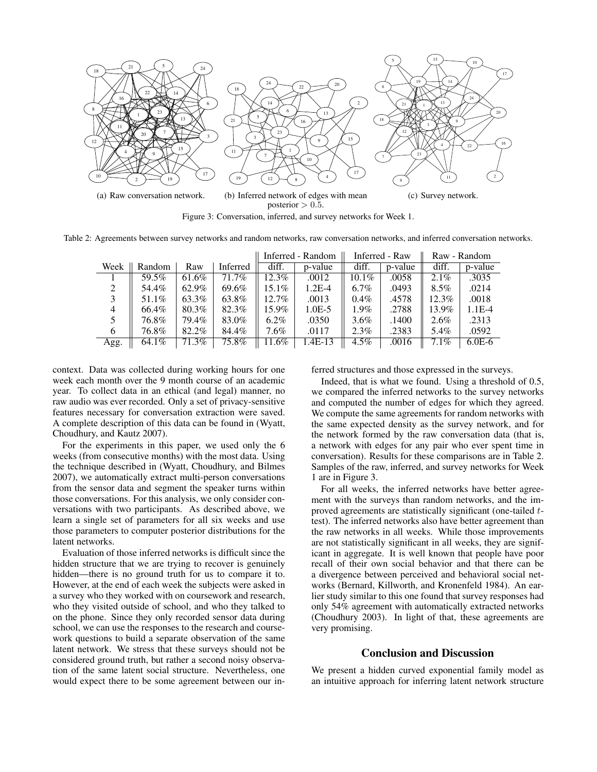(a) Raw conversation network.

(b) Inferred network of edges with mean posterior $> 0.5$.

(c) Survey network.

Figure 3: Conversation, inferred, and survey networks for Week 1.

Table 2: Agreements between survey networks and random networks, raw conversation networks, and inferred conversation networks.

| Week | Random | Raw | Inferred | Inferred - Random | | Inferred - Raw | | Raw - Random | |
|---|---|---|---|---|---|---|---|---|---|
| | | | | diff. | p-value | diff. | p-value | diff. | p-value |
| 1 | 59.5% | 61.6% | 71.7% | 12.3% | .0012 | 10.1% | .0058 | 2.1% | .3035 |
| 2 | 54.4% | 62.9% | 69.6% | 15.1% | 1.2E-4 | 6.7% | .0493 | 8.5% | .0214 |
| 3 | 51.1% | 63.3% | 63.8% | 12.7% | .0013 | 0.4% | .4578 | 12.3% | .0018 |
| 4 | 66.4% | 80.3% | 82.3% | 15.9% | 1.0E-5 | 1.9% | .2788 | 13.9% | 1.1E-4 |
| 5 | 76.8% | 79.4% | 83.0% | 6.2% | .0350 | 3.6% | .1400 | 2.6% | .2313 |
| 6 | 76.8% | 82.2% | 84.4% | 7.6% | .0117 | 2.3% | .2383 | 5.4% | .0592 |
| Agg. | 64.1% | 71.3% | 75.8% | 11.6% | 1.4E-13 | 4.5% | .0016 | 7.1% | 6.0E-6 |

context. Data was collected during working hours for one week each month over the 9 month course of an academic year. To collect data in an ethical (and legal) manner, no raw audio was ever recorded. Only a set of privacy-sensitive features necessary for conversation extraction were saved. A complete description of this data can be found in (Wyatt, Choudhury, and Kautz 2007).

For the experiments in this paper, we used only the 6 weeks (from consecutive months) with the most data. Using the technique described in (Wyatt, Choudhury, and Bilmes 2007), we automatically extract multi-person conversations from the sensor data and segment the speaker turns within those conversations. For this analysis, we only consider conversations with two participants. As described above, we learn a single set of parameters for all six weeks and use those parameters to computer posterior distributions for the latent networks.

Evaluation of those inferred networks is difficult since the hidden structure that we are trying to recover is genuinely hidden—there is no ground truth for us to compare it to. However, at the end of each week the subjects were asked in a survey who they worked with on coursework and research, who they visited outside of school, and who they talked to on the phone. Since they only recorded sensor data during school, we can use the responses to the research and coursework questions to build a separate observation of the same latent network. We stress that these surveys should not be considered ground truth, but rather a second noisy observation of the same latent social structure. Nevertheless, one would expect there to be some agreement between our inferred structures and those expressed in the surveys.

Indeed, that is what we found. Using a threshold of 0.5, we compared the inferred networks to the survey networks and computed the number of edges for which they agreed. We compute the same agreements for random networks with the same expected density as the survey network, and for the network formed by the raw conversation data (that is, a network with edges for any pair who ever spent time in conversation). Results for these comparisons are in Table 2. Samples of the raw, inferred, and survey networks for Week 1 are in Figure 3.

For all weeks, the inferred networks have better agreement with the surveys than random networks, and the improved agreements are statistically significant (one-tailed $t$-test). The inferred networks also have better agreement than the raw networks in all weeks. While those improvements are not statistically significant in all weeks, they are significant in aggregate. It is well known that people have poor recall of their own social behavior and that there can be a divergence between perceived and behavioral social networks (Bernard, Killworth, and Kronenfeld 1984). An earlier study similar to this one found that survey responses had only 54% agreement with automatically extracted networks (Choudhury 2003). In light of that, these agreements are very promising.

## Conclusion and Discussion

We present a hidden curved exponential family model as an intuitive approach for inferring latent network structure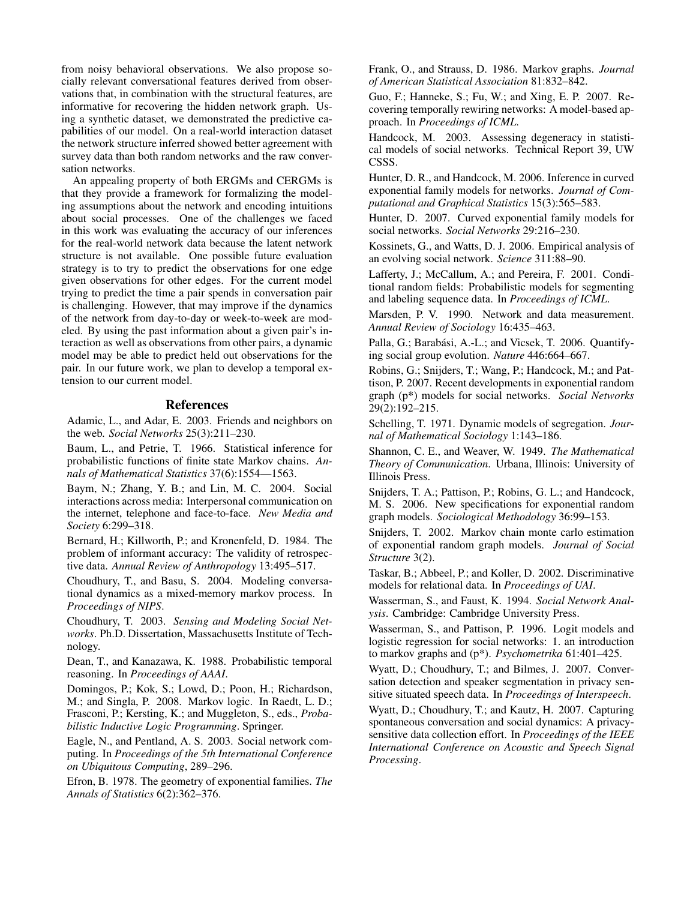from noisy behavioral observations. We also propose socially relevant conversational features derived from observations that, in combination with the structural features, are informative for recovering the hidden network graph. Using a synthetic dataset, we demonstrated the predictive capabilities of our model. On a real-world interaction dataset the network structure inferred showed better agreement with survey data than both random networks and the raw conversation networks.

An appealing property of both ERGMs and CERGMs is that they provide a framework for formalizing the modeling assumptions about the network and encoding intuitions about social processes. One of the challenges we faced in this work was evaluating the accuracy of our inferences for the real-world network data because the latent network structure is not available. One possible future evaluation strategy is to try to predict the observations for one edge given observations for other edges. For the current model trying to predict the time a pair spends in conversation pair is challenging. However, that may improve if the dynamics of the network from day-to-day or week-to-week are modeled. By using the past information about a given pair's interaction as well as observations from other pairs, a dynamic model may be able to predict held out observations for the pair. In our future work, we plan to develop a temporal extension to our current model.

## References

Adamic, L., and Adar, E. 2003. Friends and neighbors on the web. *Social Networks* 25(3):211–230.

Baum, L., and Petrie, T. 1966. Statistical inference for probabilistic functions of finite state Markov chains. *Annals of Mathematical Statistics* 37(6):1554—1563.

Baym, N.; Zhang, Y. B.; and Lin, M. C. 2004. Social interactions across media: Interpersonal communication on the internet, telephone and face-to-face. *New Media and Society* 6:299–318.

Bernard, H.; Killworth, P.; and Kronenfeld, D. 1984. The problem of informant accuracy: The validity of retrospective data. *Annual Review of Anthropology* 13:495–517.

Choudhury, T., and Basu, S. 2004. Modeling conversational dynamics as a mixed-memory markov process. In *Proceedings of NIPS*.

Choudhury, T. 2003. *Sensing and Modeling Social Networks*. Ph.D. Dissertation, Massachusetts Institute of Technology.

Dean, T., and Kanazawa, K. 1988. Probabilistic temporal reasoning. In *Proceedings of AAAI*.

Domingos, P.; Kok, S.; Lowd, D.; Poon, H.; Richardson, M.; and Singla, P. 2008. Markov logic. In Raedt, L. D.; Frasconi, P.; Kersting, K.; and Muggleton, S., eds., *Probabilistic Inductive Logic Programming*. Springer.

Eagle, N., and Pentland, A. S. 2003. Social network computing. In *Proceedings of the 5th International Conference on Ubiquitous Computing*, 289–296.

Efron, B. 1978. The geometry of exponential families. *The Annals of Statistics* 6(2):362–376.

Frank, O., and Strauss, D. 1986. Markov graphs. *Journal of American Statistical Association* 81:832–842.

Guo, F.; Hanneke, S.; Fu, W.; and Xing, E. P. 2007. Recovering temporally rewiring networks: A model-based approach. In *Proceedings of ICML*.

Handcock, M. 2003. Assessing degeneracy in statistical models of social networks. Technical Report 39, UW CSSS.

Hunter, D. R., and Handcock, M. 2006. Inference in curved exponential family models for networks. *Journal of Computational and Graphical Statistics* 15(3):565–583.

Hunter, D. 2007. Curved exponential family models for social networks. *Social Networks* 29:216–230.

Kossinets, G., and Watts, D. J. 2006. Empirical analysis of an evolving social network. *Science* 311:88–90.

Lafferty, J.; McCallum, A.; and Pereira, F. 2001. Conditional random fields: Probabilistic models for segmenting and labeling sequence data. In *Proceedings of ICML*.

Marsden, P. V. 1990. Network and data measurement. *Annual Review of Sociology* 16:435–463.

Palla, G.; Barabási, A.-L.; and Vicsek, T. 2006. Quantifying social group evolution. *Nature* 446:664–667.

Robins, G.; Snijders, T.; Wang, P.; Handcock, M.; and Pattison, P. 2007. Recent developments in exponential random graph (p*) models for social networks. *Social Networks* 29(2):192–215.

Schelling, T. 1971. Dynamic models of segregation. *Journal of Mathematical Sociology* 1:143–186.

Shannon, C. E., and Weaver, W. 1949. *The Mathematical Theory of Communication*. Urbana, Illinois: University of Illinois Press.

Snijders, T. A.; Pattison, P.; Robins, G. L.; and Handcock, M. S. 2006. New specifications for exponential random graph models. *Sociological Methodology* 36:99–153.

Snijders, T. 2002. Markov chain monte carlo estimation of exponential random graph models. *Journal of Social Structure* 3(2).

Taskar, B.; Abbeel, P.; and Koller, D. 2002. Discriminative models for relational data. In *Proceedings of UAI*.

Wasserman, S., and Faust, K. 1994. *Social Network Analysis*. Cambridge: Cambridge University Press.

Wasserman, S., and Pattison, P. 1996. Logit models and logistic regression for social networks: 1. an introduction to markov graphs and (p*). *Psychometrika* 61:401–425.

Wyatt, D.; Choudhury, T.; and Bilmes, J. 2007. Conversation detection and speaker segmentation in privacy sensitive situated speech data. In *Proceedings of Interspeech*.

Wyatt, D.; Choudhury, T.; and Kautz, H. 2007. Capturing spontaneous conversation and social dynamics: A privacy-sensitive data collection effort. In *Proceedings of the IEEE International Conference on Acoustic and Speech Signal Processing*.